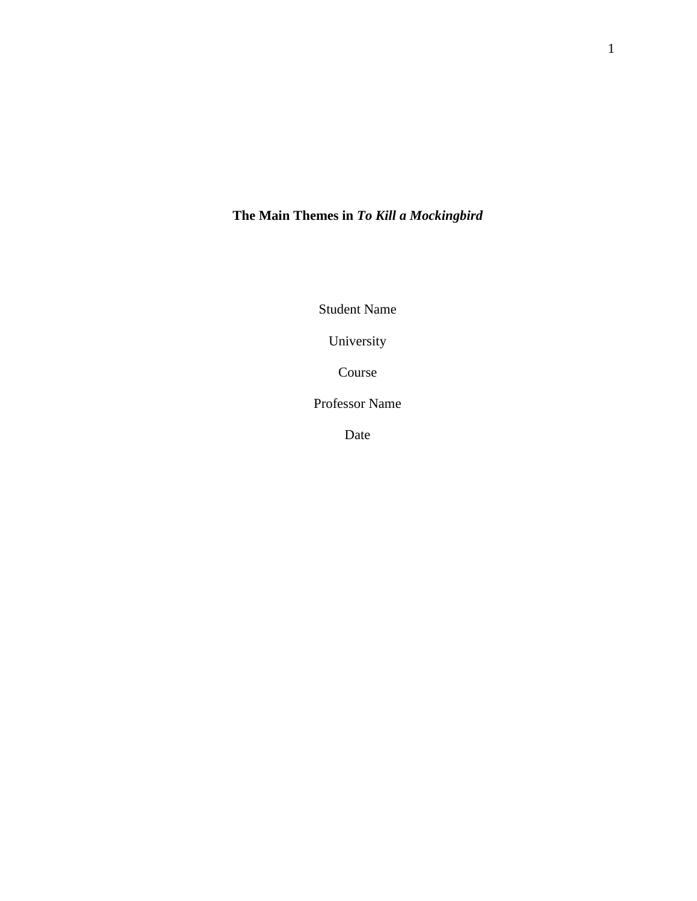# **The Main Themes in *To Kill a Mockingbird***

Student Name

University

Course

Professor Name

Date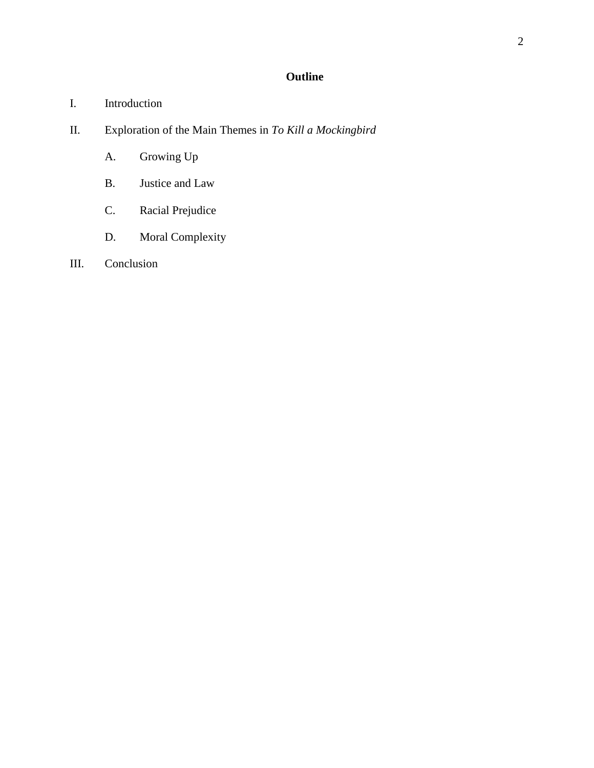# **Outline**

I. Introduction

II. Exploration of the Main Themes in *To Kill a Mockingbird*

   A. Growing Up

   B. Justice and Law

   C. Racial Prejudice

   D. Moral Complexity

III. Conclusion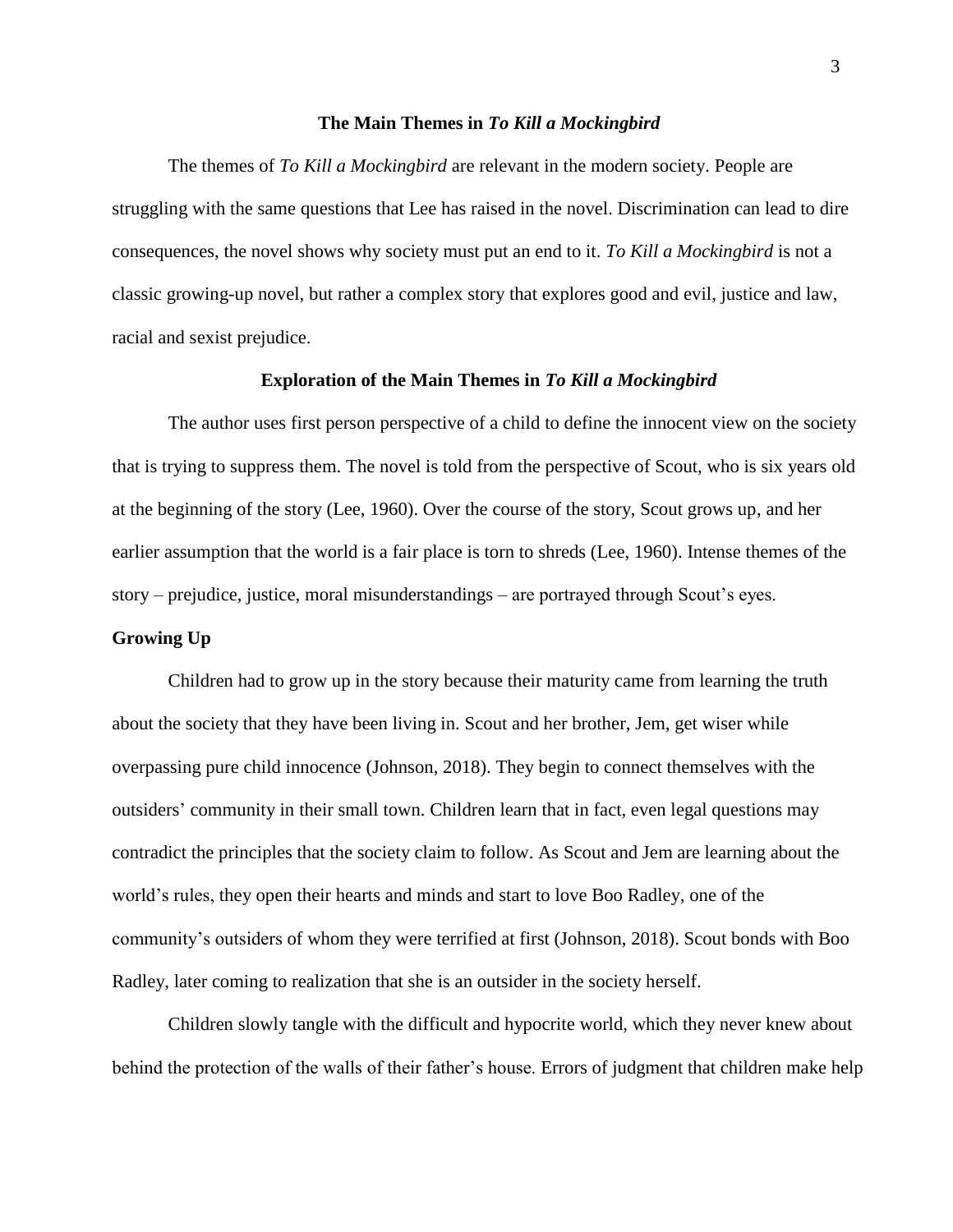## The Main Themes in *To Kill a Mockingbird*

The themes of *To Kill a Mockingbird* are relevant in the modern society. People are struggling with the same questions that Lee has raised in the novel. Discrimination can lead to dire consequences, the novel shows why society must put an end to it. *To Kill a Mockingbird* is not a classic growing-up novel, but rather a complex story that explores good and evil, justice and law, racial and sexist prejudice.

## Exploration of the Main Themes in *To Kill a Mockingbird*

The author uses first person perspective of a child to define the innocent view on the society that is trying to suppress them. The novel is told from the perspective of Scout, who is six years old at the beginning of the story (Lee, 1960). Over the course of the story, Scout grows up, and her earlier assumption that the world is a fair place is torn to shreds (Lee, 1960). Intense themes of the story – prejudice, justice, moral misunderstandings – are portrayed through Scout's eyes.

### Growing Up

Children had to grow up in the story because their maturity came from learning the truth about the society that they have been living in. Scout and her brother, Jem, get wiser while overpassing pure child innocence (Johnson, 2018). They begin to connect themselves with the outsiders' community in their small town. Children learn that in fact, even legal questions may contradict the principles that the society claim to follow. As Scout and Jem are learning about the world's rules, they open their hearts and minds and start to love Boo Radley, one of the community's outsiders of whom they were terrified at first (Johnson, 2018). Scout bonds with Boo Radley, later coming to realization that she is an outsider in the society herself.

Children slowly tangle with the difficult and hypocrite world, which they never knew about behind the protection of the walls of their father's house. Errors of judgment that children make help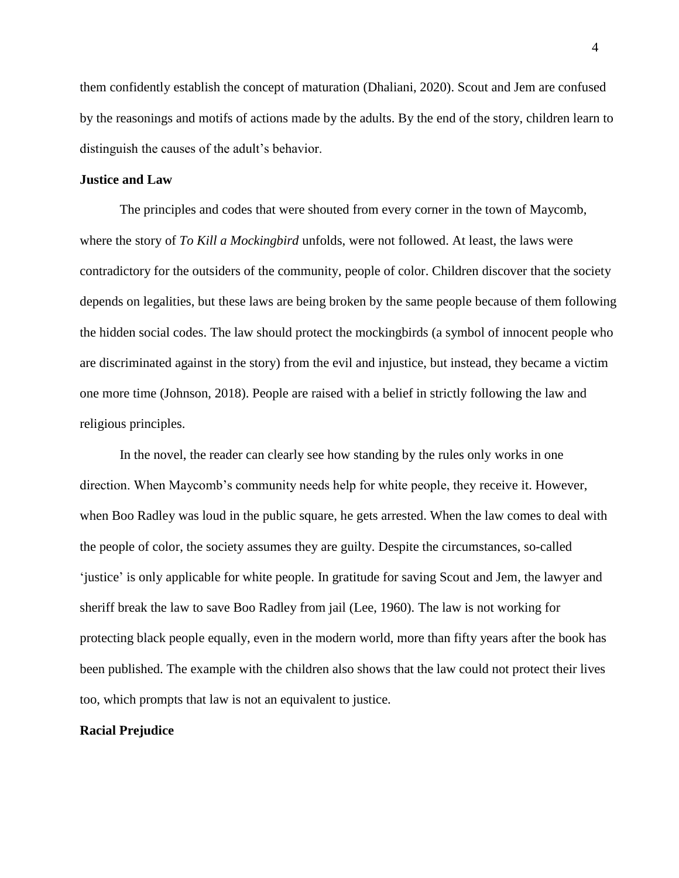them confidently establish the concept of maturation (Dhaliani, 2020). Scout and Jem are confused by the reasonings and motifs of actions made by the adults. By the end of the story, children learn to distinguish the causes of the adult's behavior.

**Justice and Law**

The principles and codes that were shouted from every corner in the town of Maycomb, where the story of *To Kill a Mockingbird* unfolds, were not followed. At least, the laws were contradictory for the outsiders of the community, people of color. Children discover that the society depends on legalities, but these laws are being broken by the same people because of them following the hidden social codes. The law should protect the mockingbirds (a symbol of innocent people who are discriminated against in the story) from the evil and injustice, but instead, they became a victim one more time (Johnson, 2018). People are raised with a belief in strictly following the law and religious principles.

In the novel, the reader can clearly see how standing by the rules only works in one direction. When Maycomb's community needs help for white people, they receive it. However, when Boo Radley was loud in the public square, he gets arrested. When the law comes to deal with the people of color, the society assumes they are guilty. Despite the circumstances, so-called 'justice' is only applicable for white people. In gratitude for saving Scout and Jem, the lawyer and sheriff break the law to save Boo Radley from jail (Lee, 1960). The law is not working for protecting black people equally, even in the modern world, more than fifty years after the book has been published. The example with the children also shows that the law could not protect their lives too, which prompts that law is not an equivalent to justice.

**Racial Prejudice**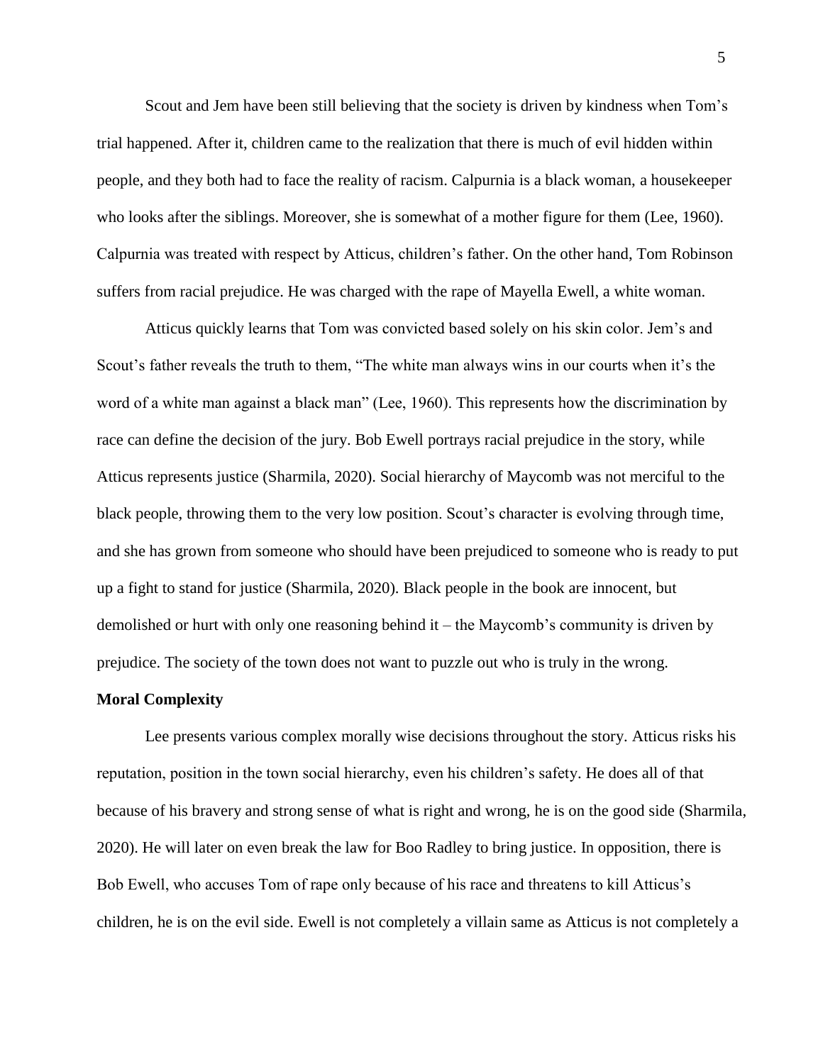Scout and Jem have been still believing that the society is driven by kindness when Tom's trial happened. After it, children came to the realization that there is much of evil hidden within people, and they both had to face the reality of racism. Calpurnia is a black woman, a housekeeper who looks after the siblings. Moreover, she is somewhat of a mother figure for them (Lee, 1960). Calpurnia was treated with respect by Atticus, children's father. On the other hand, Tom Robinson suffers from racial prejudice. He was charged with the rape of Mayella Ewell, a white woman.

Atticus quickly learns that Tom was convicted based solely on his skin color. Jem's and Scout's father reveals the truth to them, "The white man always wins in our courts when it's the word of a white man against a black man" (Lee, 1960). This represents how the discrimination by race can define the decision of the jury. Bob Ewell portrays racial prejudice in the story, while Atticus represents justice (Sharmila, 2020). Social hierarchy of Maycomb was not merciful to the black people, throwing them to the very low position. Scout's character is evolving through time, and she has grown from someone who should have been prejudiced to someone who is ready to put up a fight to stand for justice (Sharmila, 2020). Black people in the book are innocent, but demolished or hurt with only one reasoning behind it – the Maycomb's community is driven by prejudice. The society of the town does not want to puzzle out who is truly in the wrong.

**Moral Complexity**

Lee presents various complex morally wise decisions throughout the story. Atticus risks his reputation, position in the town social hierarchy, even his children's safety. He does all of that because of his bravery and strong sense of what is right and wrong, he is on the good side (Sharmila, 2020). He will later on even break the law for Boo Radley to bring justice. In opposition, there is Bob Ewell, who accuses Tom of rape only because of his race and threatens to kill Atticus's children, he is on the evil side. Ewell is not completely a villain same as Atticus is not completely a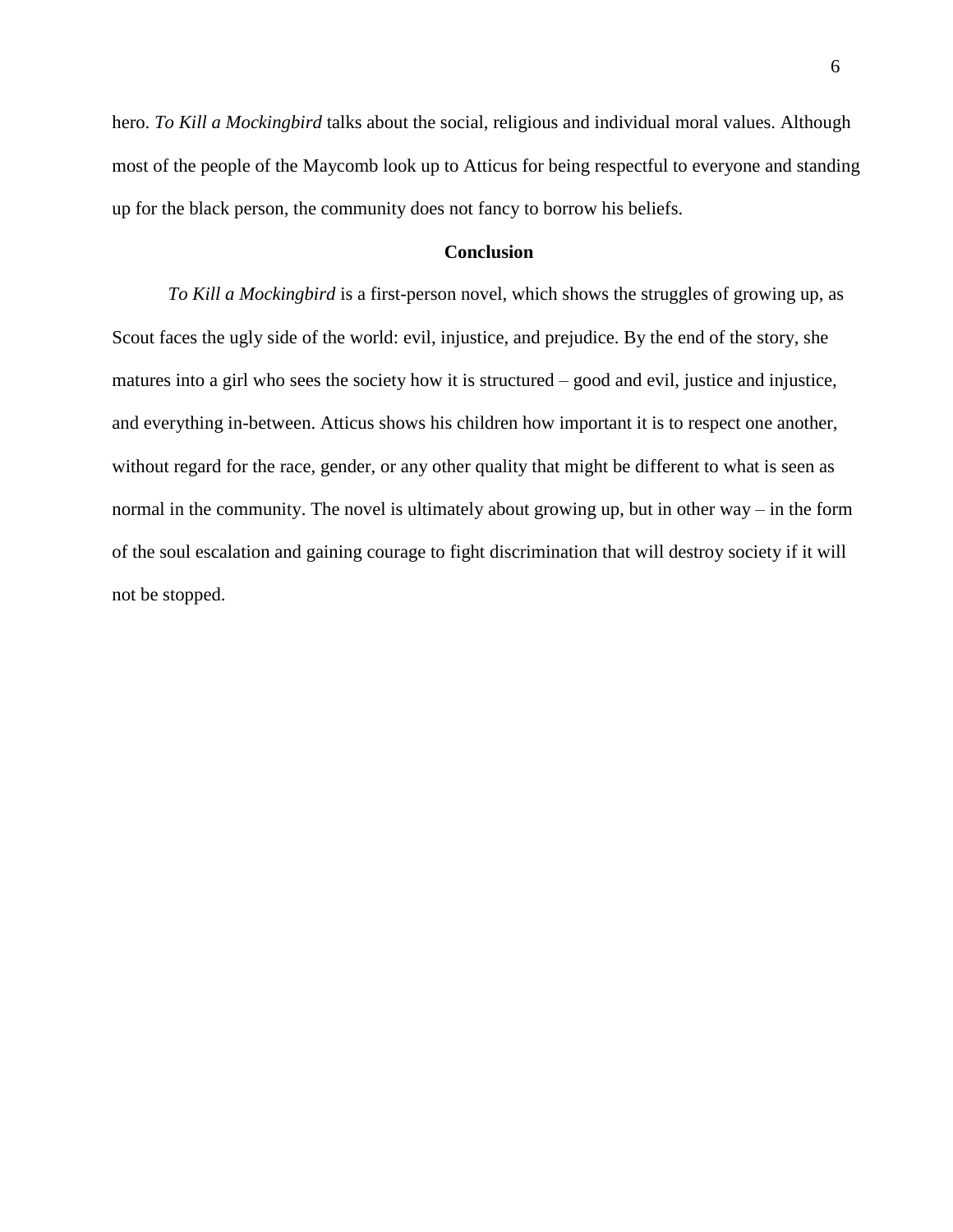hero. *To Kill a Mockingbird* talks about the social, religious and individual moral values. Although most of the people of the Maycomb look up to Atticus for being respectful to everyone and standing up for the black person, the community does not fancy to borrow his beliefs.

## Conclusion

*To Kill a Mockingbird* is a first-person novel, which shows the struggles of growing up, as Scout faces the ugly side of the world: evil, injustice, and prejudice. By the end of the story, she matures into a girl who sees the society how it is structured – good and evil, justice and injustice, and everything in-between. Atticus shows his children how important it is to respect one another, without regard for the race, gender, or any other quality that might be different to what is seen as normal in the community. The novel is ultimately about growing up, but in other way – in the form of the soul escalation and gaining courage to fight discrimination that will destroy society if it will not be stopped.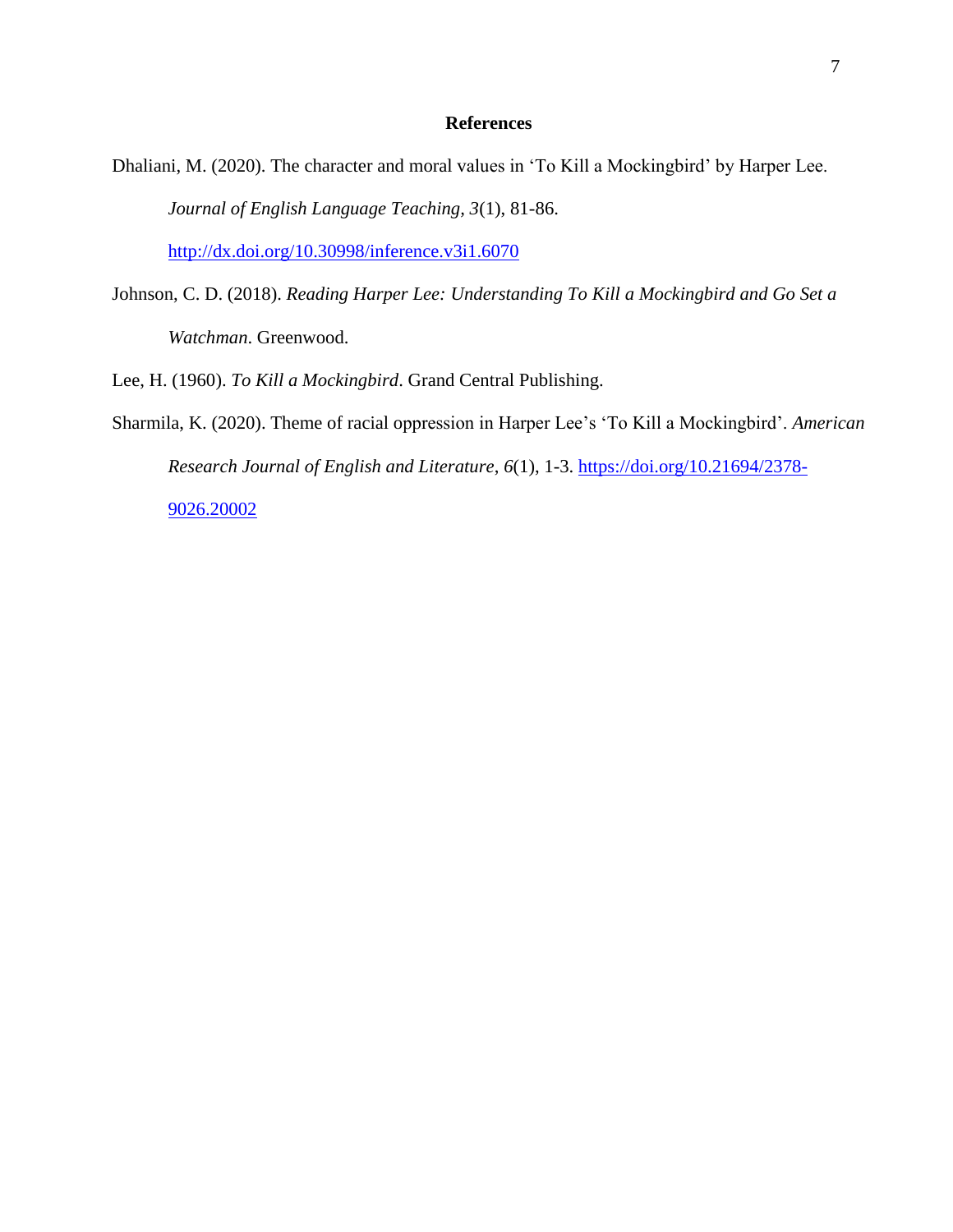# References

Dhaliani, M. (2020). The character and moral values in 'To Kill a Mockingbird' by Harper Lee. *Journal of English Language Teaching*, *3*(1), 81-86. http://dx.doi.org/10.30998/inference.v3i1.6070

Johnson, C. D. (2018). *Reading Harper Lee: Understanding To Kill a Mockingbird and Go Set a Watchman*. Greenwood.

Lee, H. (1960). *To Kill a Mockingbird*. Grand Central Publishing.

Sharmila, K. (2020). Theme of racial oppression in Harper Lee's 'To Kill a Mockingbird'. *American Research Journal of English and Literature*, *6*(1), 1-3. https://doi.org/10.21694/2378-9026.20002